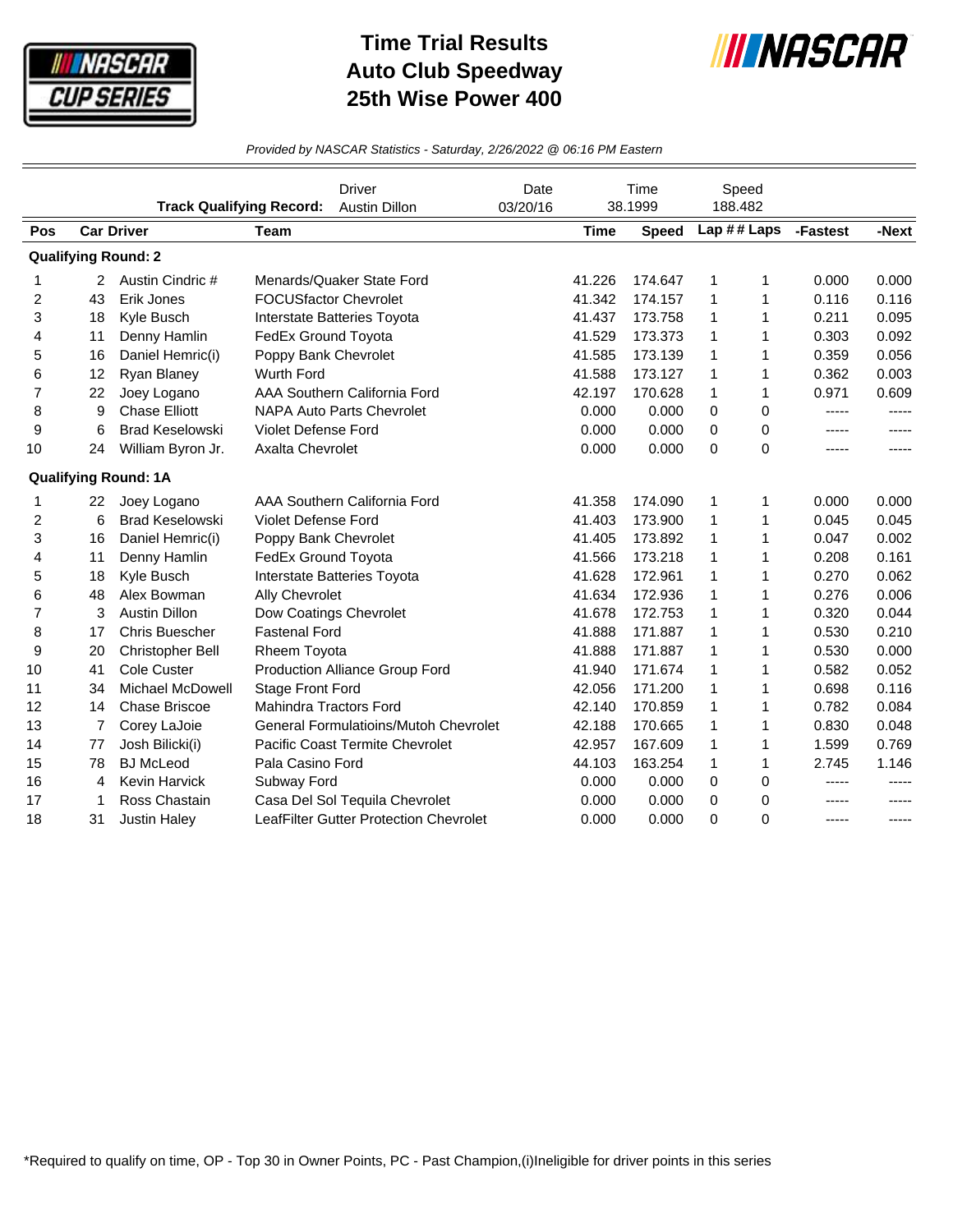# Time Trial Results
# Auto Club Speedway
# 25th Wise Power 400

*Provided by NASCAR Statistics - Saturday, 2/26/2022 @ 06:16 PM Eastern*

| | Driver | Date | Time | Speed |
|---|---|---|---|---|
| **Track Qualifying Record:** | Austin Dillon | 03/20/16 | 38.1999 | 188.482 |

| Pos | Car | Driver | Team | Time | Speed | Lap # | # Laps | -Fastest | -Next |
|---|---|---|---|---|---|---|---|---|---|
| **Qualifying Round: 2** | | | | | | | | | |
| 1 | 2 | Austin Cindric # | Menards/Quaker State Ford | 41.226 | 174.647 | 1 | 1 | 0.000 | 0.000 |
| 2 | 43 | Erik Jones | FOCUSfactor Chevrolet | 41.342 | 174.157 | 1 | 1 | 0.116 | 0.116 |
| 3 | 18 | Kyle Busch | Interstate Batteries Toyota | 41.437 | 173.758 | 1 | 1 | 0.211 | 0.095 |
| 4 | 11 | Denny Hamlin | FedEx Ground Toyota | 41.529 | 173.373 | 1 | 1 | 0.303 | 0.092 |
| 5 | 16 | Daniel Hemric(i) | Poppy Bank Chevrolet | 41.585 | 173.139 | 1 | 1 | 0.359 | 0.056 |
| 6 | 12 | Ryan Blaney | Wurth Ford | 41.588 | 173.127 | 1 | 1 | 0.362 | 0.003 |
| 7 | 22 | Joey Logano | AAA Southern California Ford | 42.197 | 170.628 | 1 | 1 | 0.971 | 0.609 |
| 8 | 9 | Chase Elliott | NAPA Auto Parts Chevrolet | 0.000 | 0.000 | 0 | 0 | ----- | ----- |
| 9 | 6 | Brad Keselowski | Violet Defense Ford | 0.000 | 0.000 | 0 | 0 | ----- | ----- |
| 10 | 24 | William Byron Jr. | Axalta Chevrolet | 0.000 | 0.000 | 0 | 0 | ----- | ----- |
| **Qualifying Round: 1A** | | | | | | | | | |
| 1 | 22 | Joey Logano | AAA Southern California Ford | 41.358 | 174.090 | 1 | 1 | 0.000 | 0.000 |
| 2 | 6 | Brad Keselowski | Violet Defense Ford | 41.403 | 173.900 | 1 | 1 | 0.045 | 0.045 |
| 3 | 16 | Daniel Hemric(i) | Poppy Bank Chevrolet | 41.405 | 173.892 | 1 | 1 | 0.047 | 0.002 |
| 4 | 11 | Denny Hamlin | FedEx Ground Toyota | 41.566 | 173.218 | 1 | 1 | 0.208 | 0.161 |
| 5 | 18 | Kyle Busch | Interstate Batteries Toyota | 41.628 | 172.961 | 1 | 1 | 0.270 | 0.062 |
| 6 | 48 | Alex Bowman | Ally Chevrolet | 41.634 | 172.936 | 1 | 1 | 0.276 | 0.006 |
| 7 | 3 | Austin Dillon | Dow Coatings Chevrolet | 41.678 | 172.753 | 1 | 1 | 0.320 | 0.044 |
| 8 | 17 | Chris Buescher | Fastenal Ford | 41.888 | 171.887 | 1 | 1 | 0.530 | 0.210 |
| 9 | 20 | Christopher Bell | Rheem Toyota | 41.888 | 171.887 | 1 | 1 | 0.530 | 0.000 |
| 10 | 41 | Cole Custer | Production Alliance Group Ford | 41.940 | 171.674 | 1 | 1 | 0.582 | 0.052 |
| 11 | 34 | Michael McDowell | Stage Front Ford | 42.056 | 171.200 | 1 | 1 | 0.698 | 0.116 |
| 12 | 14 | Chase Briscoe | Mahindra Tractors Ford | 42.140 | 170.859 | 1 | 1 | 0.782 | 0.084 |
| 13 | 7 | Corey LaJoie | General Formulatioins/Mutoh Chevrolet | 42.188 | 170.665 | 1 | 1 | 0.830 | 0.048 |
| 14 | 77 | Josh Bilicki(i) | Pacific Coast Termite Chevrolet | 42.957 | 167.609 | 1 | 1 | 1.599 | 0.769 |
| 15 | 78 | BJ McLeod | Pala Casino Ford | 44.103 | 163.254 | 1 | 1 | 2.745 | 1.146 |
| 16 | 4 | Kevin Harvick | Subway Ford | 0.000 | 0.000 | 0 | 0 | ----- | ----- |
| 17 | 1 | Ross Chastain | Casa Del Sol Tequila Chevrolet | 0.000 | 0.000 | 0 | 0 | ----- | ----- |
| 18 | 31 | Justin Haley | LeafFilter Gutter Protection Chevrolet | 0.000 | 0.000 | 0 | 0 | ----- | ----- |

*Required to qualify on time, OP - Top 30 in Owner Points, PC - Past Champion,(i)Ineligible for driver points in this series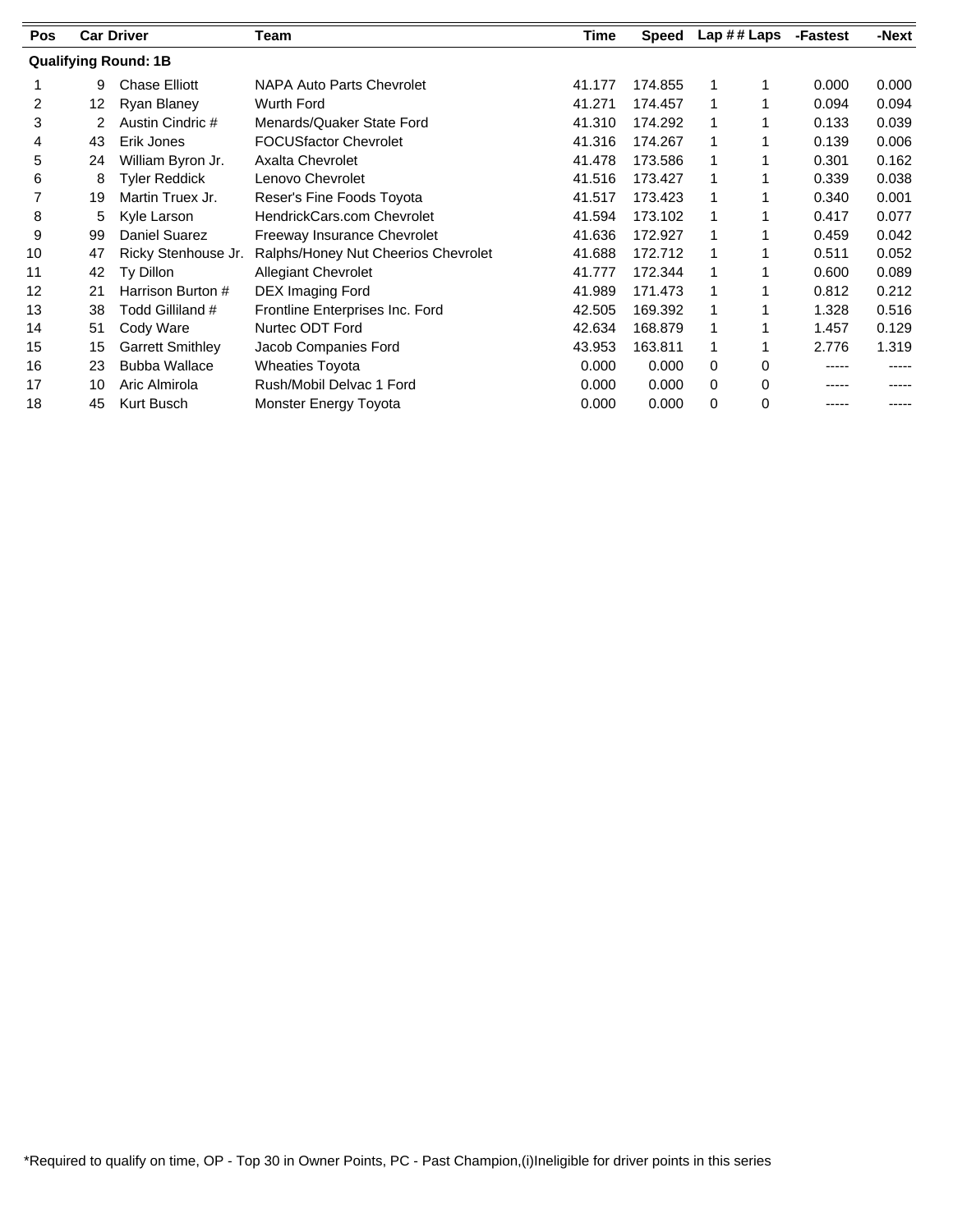| Pos | Car | Driver | Team | Time | Speed | Lap # | # Laps | -Fastest | -Next |
|---|---|---|---|---|---|---|---|---|---|
| **Qualifying Round: 1B** | | | | | | | | | |
| 1 | 9 | Chase Elliott | NAPA Auto Parts Chevrolet | 41.177 | 174.855 | 1 | 1 | 0.000 | 0.000 |
| 2 | 12 | Ryan Blaney | Wurth Ford | 41.271 | 174.457 | 1 | 1 | 0.094 | 0.094 |
| 3 | 2 | Austin Cindric # | Menards/Quaker State Ford | 41.310 | 174.292 | 1 | 1 | 0.133 | 0.039 |
| 4 | 43 | Erik Jones | FOCUSfactor Chevrolet | 41.316 | 174.267 | 1 | 1 | 0.139 | 0.006 |
| 5 | 24 | William Byron Jr. | Axalta Chevrolet | 41.478 | 173.586 | 1 | 1 | 0.301 | 0.162 |
| 6 | 8 | Tyler Reddick | Lenovo Chevrolet | 41.516 | 173.427 | 1 | 1 | 0.339 | 0.038 |
| 7 | 19 | Martin Truex Jr. | Reser's Fine Foods Toyota | 41.517 | 173.423 | 1 | 1 | 0.340 | 0.001 |
| 8 | 5 | Kyle Larson | HendrickCars.com Chevrolet | 41.594 | 173.102 | 1 | 1 | 0.417 | 0.077 |
| 9 | 99 | Daniel Suarez | Freeway Insurance Chevrolet | 41.636 | 172.927 | 1 | 1 | 0.459 | 0.042 |
| 10 | 47 | Ricky Stenhouse Jr. | Ralphs/Honey Nut Cheerios Chevrolet | 41.688 | 172.712 | 1 | 1 | 0.511 | 0.052 |
| 11 | 42 | Ty Dillon | Allegiant Chevrolet | 41.777 | 172.344 | 1 | 1 | 0.600 | 0.089 |
| 12 | 21 | Harrison Burton # | DEX Imaging Ford | 41.989 | 171.473 | 1 | 1 | 0.812 | 0.212 |
| 13 | 38 | Todd Gilliland # | Frontline Enterprises Inc. Ford | 42.505 | 169.392 | 1 | 1 | 1.328 | 0.516 |
| 14 | 51 | Cody Ware | Nurtec ODT Ford | 42.634 | 168.879 | 1 | 1 | 1.457 | 0.129 |
| 15 | 15 | Garrett Smithley | Jacob Companies Ford | 43.953 | 163.811 | 1 | 1 | 2.776 | 1.319 |
| 16 | 23 | Bubba Wallace | Wheaties Toyota | 0.000 | 0.000 | 0 | 0 | ----- | ----- |
| 17 | 10 | Aric Almirola | Rush/Mobil Delvac 1 Ford | 0.000 | 0.000 | 0 | 0 | ----- | ----- |
| 18 | 45 | Kurt Busch | Monster Energy Toyota | 0.000 | 0.000 | 0 | 0 | ----- | ----- |

*Required to qualify on time, OP - Top 30 in Owner Points, PC - Past Champion,(i)Ineligible for driver points in this series